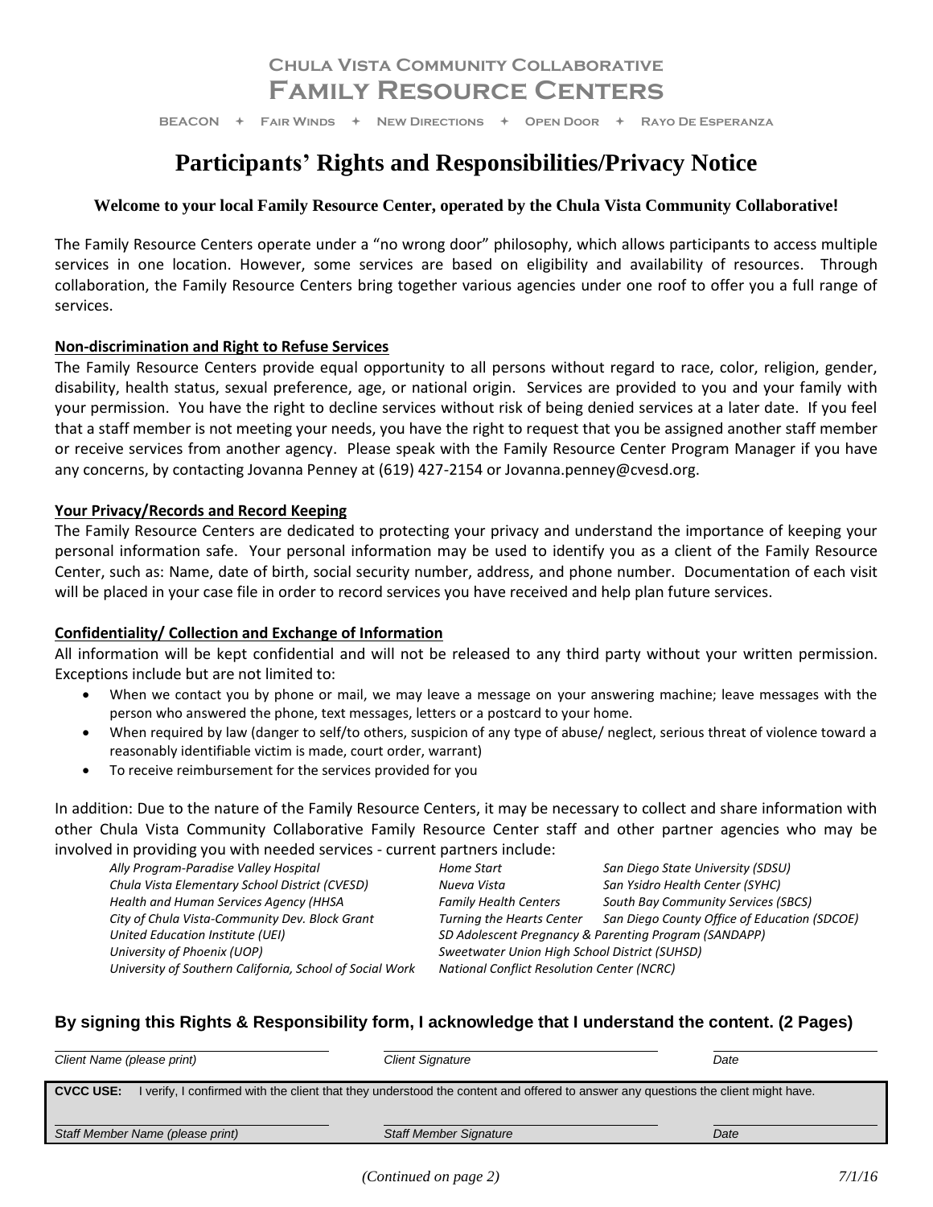**Chula Vista Community Collaborative**
**Family Resource Centers**

BEACON + Fair Winds + New Directions + Open Door + Rayo De Esperanza

# Participants' Rights and Responsibilities/Privacy Notice

**Welcome to your local Family Resource Center, operated by the Chula Vista Community Collaborative!**

The Family Resource Centers operate under a "no wrong door" philosophy, which allows participants to access multiple services in one location. However, some services are based on eligibility and availability of resources. Through collaboration, the Family Resource Centers bring together various agencies under one roof to offer you a full range of services.

**Non-discrimination and Right to Refuse Services**

The Family Resource Centers provide equal opportunity to all persons without regard to race, color, religion, gender, disability, health status, sexual preference, age, or national origin. Services are provided to you and your family with your permission. You have the right to decline services without risk of being denied services at a later date. If you feel that a staff member is not meeting your needs, you have the right to request that you be assigned another staff member or receive services from another agency. Please speak with the Family Resource Center Program Manager if you have any concerns, by contacting Jovanna Penney at (619) 427-2154 or Jovanna.penney@cvesd.org.

**Your Privacy/Records and Record Keeping**

The Family Resource Centers are dedicated to protecting your privacy and understand the importance of keeping your personal information safe. Your personal information may be used to identify you as a client of the Family Resource Center, such as: Name, date of birth, social security number, address, and phone number. Documentation of each visit will be placed in your case file in order to record services you have received and help plan future services.

**Confidentiality/ Collection and Exchange of Information**

All information will be kept confidential and will not be released to any third party without your written permission. Exceptions include but are not limited to:

- When we contact you by phone or mail, we may leave a message on your answering machine; leave messages with the person who answered the phone, text messages, letters or a postcard to your home.
- When required by law (danger to self/to others, suspicion of any type of abuse/ neglect, serious threat of violence toward a reasonably identifiable victim is made, court order, warrant)
- To receive reimbursement for the services provided for you

In addition: Due to the nature of the Family Resource Centers, it may be necessary to collect and share information with other Chula Vista Community Collaborative Family Resource Center staff and other partner agencies who may be involved in providing you with needed services - current partners include:

*Ally Program-Paradise Valley Hospital*
*Chula Vista Elementary School District (CVESD)*
*Health and Human Services Agency (HHSA*
*City of Chula Vista-Community Dev. Block Grant*
*United Education Institute (UEI)*
*University of Phoenix (UOP)*
*University of Southern California, School of Social Work*
*Home Start*
*Nueva Vista*
*Family Health Centers*
*Turning the Hearts Center*
*SD Adolescent Pregnancy & Parenting Program (SANDAPP)*
*Sweetwater Union High School District (SUHSD)*
*National Conflict Resolution Center (NCRC)*
*San Diego State University (SDSU)*
*San Ysidro Health Center (SYHC)*
*South Bay Community Services (SBCS)*
*San Diego County Office of Education (SDCOE)*

**By signing this Rights & Responsibility form, I acknowledge that I understand the content. (2 Pages)**

| *Client Name (please print)* | *Client Signature* | *Date* |
|---|---|---|

**CVCC USE:** I verify, I confirmed with the client that they understood the content and offered to answer any questions the client might have.

| *Staff Member Name (please print)* | *Staff Member Signature* | *Date* |
|---|---|---|

*(Continued on page 2)*

*7/1/16*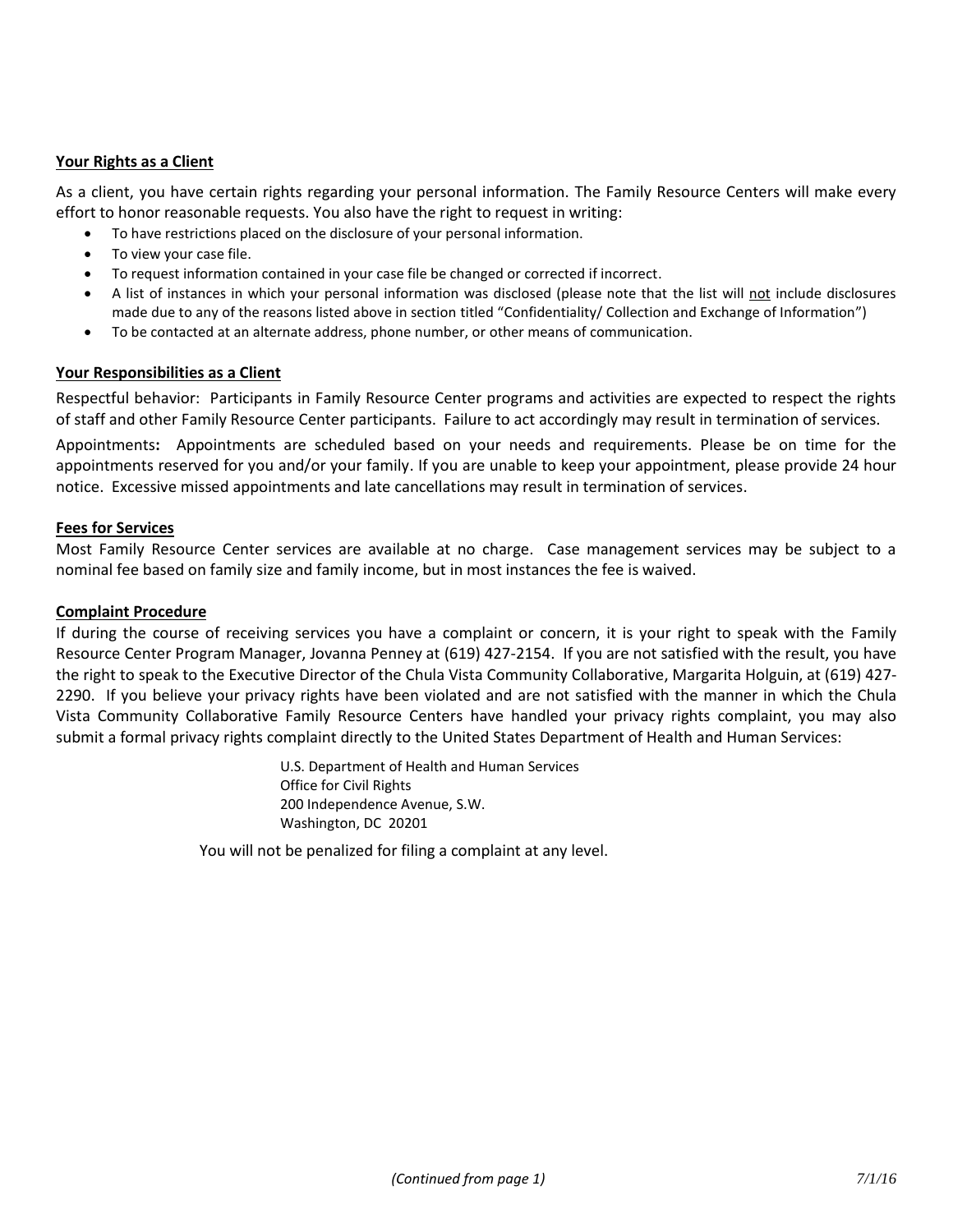## Your Rights as a Client

As a client, you have certain rights regarding your personal information. The Family Resource Centers will make every effort to honor reasonable requests. You also have the right to request in writing:

- To have restrictions placed on the disclosure of your personal information.
- To view your case file.
- To request information contained in your case file be changed or corrected if incorrect.
- A list of instances in which your personal information was disclosed (please note that the list will not include disclosures made due to any of the reasons listed above in section titled "Confidentiality/ Collection and Exchange of Information")
- To be contacted at an alternate address, phone number, or other means of communication.

## Your Responsibilities as a Client

Respectful behavior: Participants in Family Resource Center programs and activities are expected to respect the rights of staff and other Family Resource Center participants. Failure to act accordingly may result in termination of services.

Appointments**:** Appointments are scheduled based on your needs and requirements. Please be on time for the appointments reserved for you and/or your family. If you are unable to keep your appointment, please provide 24 hour notice. Excessive missed appointments and late cancellations may result in termination of services.

## Fees for Services

Most Family Resource Center services are available at no charge. Case management services may be subject to a nominal fee based on family size and family income, but in most instances the fee is waived.

## Complaint Procedure

If during the course of receiving services you have a complaint or concern, it is your right to speak with the Family Resource Center Program Manager, Jovanna Penney at (619) 427-2154. If you are not satisfied with the result, you have the right to speak to the Executive Director of the Chula Vista Community Collaborative, Margarita Holguin, at (619) 427-2290. If you believe your privacy rights have been violated and are not satisfied with the manner in which the Chula Vista Community Collaborative Family Resource Centers have handled your privacy rights complaint, you may also submit a formal privacy rights complaint directly to the United States Department of Health and Human Services:

U.S. Department of Health and Human Services
Office for Civil Rights
200 Independence Avenue, S.W.
Washington, DC 20201

You will not be penalized for filing a complaint at any level.

*(Continued from page 1)* *7/1/16*